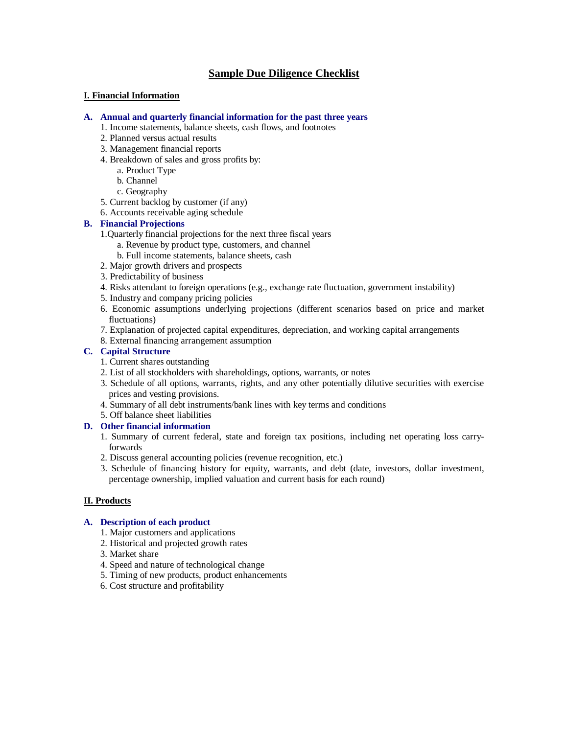# Sample Due Diligence Checklist

## I. Financial Information

### A. Annual and quarterly financial information for the past three years

1. Income statements, balance sheets, cash flows, and footnotes
2. Planned versus actual results
3. Management financial reports
4. Breakdown of sales and gross profits by:
   a. Product Type
   b. Channel
   c. Geography
5. Current backlog by customer (if any)
6. Accounts receivable aging schedule

### B. Financial Projections

1. Quarterly financial projections for the next three fiscal years
   a. Revenue by product type, customers, and channel
   b. Full income statements, balance sheets, cash
2. Major growth drivers and prospects
3. Predictability of business
4. Risks attendant to foreign operations (e.g., exchange rate fluctuation, government instability)
5. Industry and company pricing policies
6. Economic assumptions underlying projections (different scenarios based on price and market fluctuations)
7. Explanation of projected capital expenditures, depreciation, and working capital arrangements
8. External financing arrangement assumption

### C. Capital Structure

1. Current shares outstanding
2. List of all stockholders with shareholdings, options, warrants, or notes
3. Schedule of all options, warrants, rights, and any other potentially dilutive securities with exercise prices and vesting provisions.
4. Summary of all debt instruments/bank lines with key terms and conditions
5. Off balance sheet liabilities

### D. Other financial information

1. Summary of current federal, state and foreign tax positions, including net operating loss carry-forwards
2. Discuss general accounting policies (revenue recognition, etc.)
3. Schedule of financing history for equity, warrants, and debt (date, investors, dollar investment, percentage ownership, implied valuation and current basis for each round)

## II. Products

### A. Description of each product

1. Major customers and applications
2. Historical and projected growth rates
3. Market share
4. Speed and nature of technological change
5. Timing of new products, product enhancements
6. Cost structure and profitability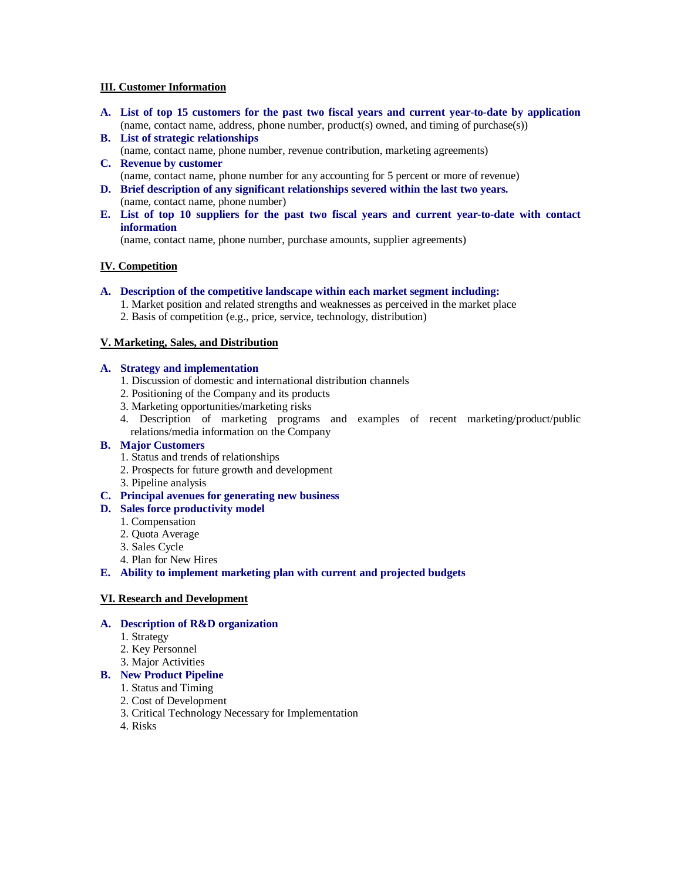## III. Customer Information

**A. List of top 15 customers for the past two fiscal years and current year-to-date by application**
(name, contact name, address, phone number, product(s) owned, and timing of purchase(s))

**B. List of strategic relationships**
(name, contact name, phone number, revenue contribution, marketing agreements)

**C. Revenue by customer**
(name, contact name, phone number for any accounting for 5 percent or more of revenue)

**D. Brief description of any significant relationships severed within the last two years.**
(name, contact name, phone number)

**E. List of top 10 suppliers for the past two fiscal years and current year-to-date with contact information**
(name, contact name, phone number, purchase amounts, supplier agreements)

## IV. Competition

**A. Description of the competitive landscape within each market segment including:**

1. Market position and related strengths and weaknesses as perceived in the market place
2. Basis of competition (e.g., price, service, technology, distribution)

## V. Marketing, Sales, and Distribution

**A. Strategy and implementation**

1. Discussion of domestic and international distribution channels
2. Positioning of the Company and its products
3. Marketing opportunities/marketing risks
4. Description of marketing programs and examples of recent marketing/product/public relations/media information on the Company

**B. Major Customers**

1. Status and trends of relationships
2. Prospects for future growth and development
3. Pipeline analysis

**C. Principal avenues for generating new business**

**D. Sales force productivity model**

1. Compensation
2. Quota Average
3. Sales Cycle
4. Plan for New Hires

**E. Ability to implement marketing plan with current and projected budgets**

## VI. Research and Development

**A. Description of R&D organization**

1. Strategy
2. Key Personnel
3. Major Activities

**B. New Product Pipeline**

1. Status and Timing
2. Cost of Development
3. Critical Technology Necessary for Implementation
4. Risks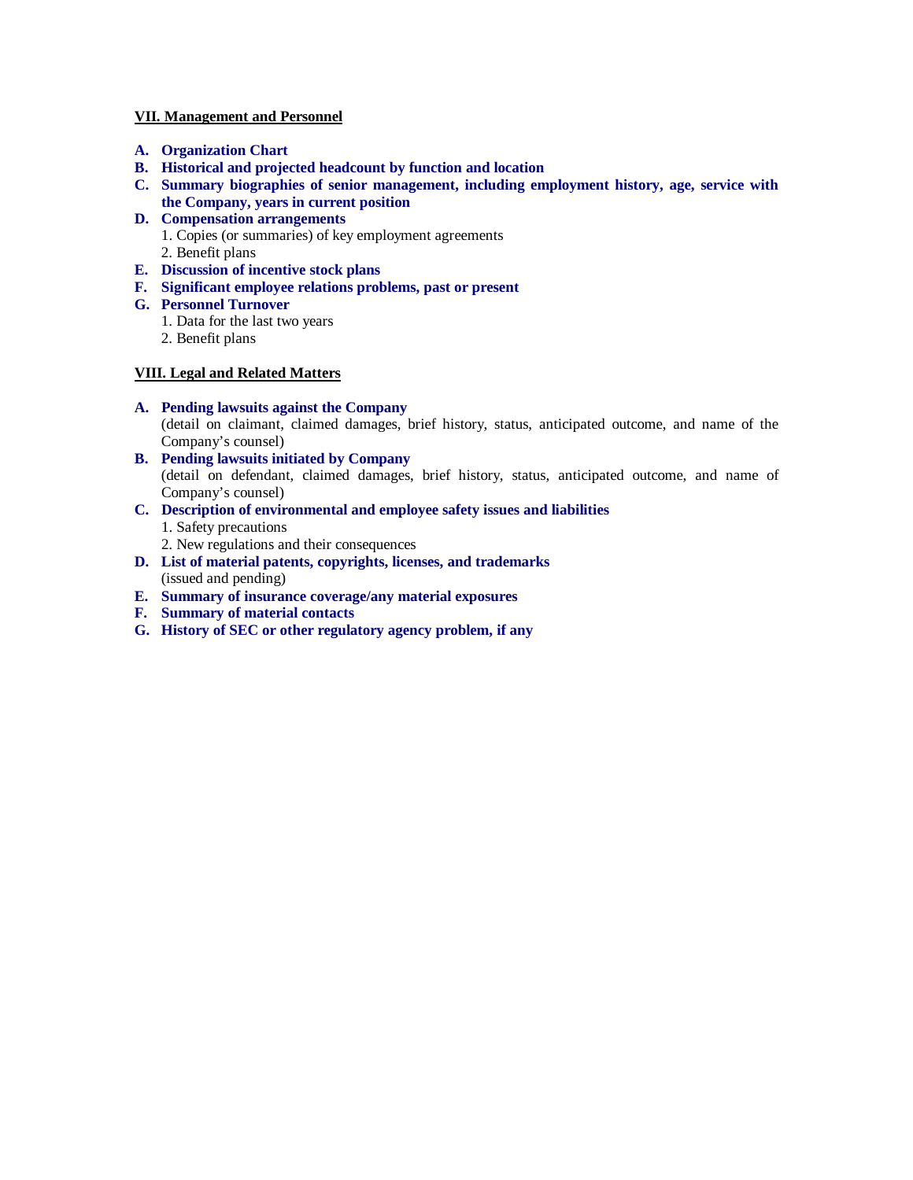## VII. Management and Personnel

**A. Organization Chart**

**B. Historical and projected headcount by function and location**

**C. Summary biographies of senior management, including employment history, age, service with the Company, years in current position**

**D. Compensation arrangements**

1. Copies (or summaries) of key employment agreements
2. Benefit plans

**E. Discussion of incentive stock plans**

**F. Significant employee relations problems, past or present**

**G. Personnel Turnover**

1. Data for the last two years
2. Benefit plans

## VIII. Legal and Related Matters

**A. Pending lawsuits against the Company**

(detail on claimant, claimed damages, brief history, status, anticipated outcome, and name of the Company's counsel)

**B. Pending lawsuits initiated by Company**

(detail on defendant, claimed damages, brief history, status, anticipated outcome, and name of Company's counsel)

**C. Description of environmental and employee safety issues and liabilities**

1. Safety precautions
2. New regulations and their consequences

**D. List of material patents, copyrights, licenses, and trademarks**

(issued and pending)

**E. Summary of insurance coverage/any material exposures**

**F. Summary of material contacts**

**G. History of SEC or other regulatory agency problem, if any**